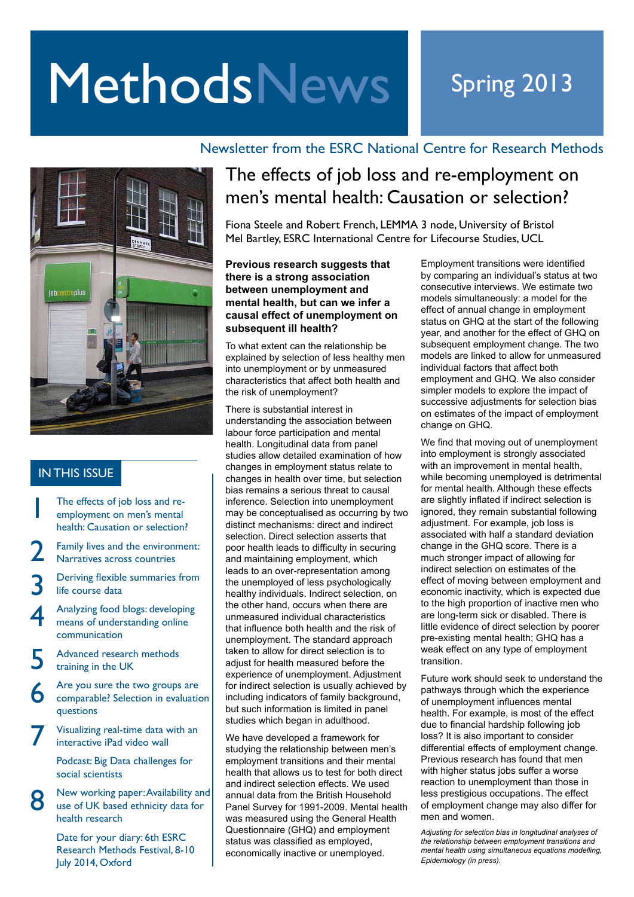# MethodsNews

Spring 2013

Newsletter from the ESRC National Centre for Research Methods

## IN THIS ISSUE

1. The effects of job loss and re-employment on men's mental health: Causation or selection?
2. Family lives and the environment: Narratives across countries
3. Deriving flexible summaries from life course data
4. Analyzing food blogs: developing means of understanding online communication
5. Advanced research methods training in the UK
6. Are you sure the two groups are comparable? Selection in evaluation questions
7. Visualizing real-time data with an interactive iPad video wall

   Podcast: Big Data challenges for social scientists
8. New working paper: Availability and use of UK based ethnicity data for health research

   Date for your diary: 6th ESRC Research Methods Festival, 8-10 July 2014, Oxford

# The effects of job loss and re-employment on men's mental health: Causation or selection?

Fiona Steele and Robert French, LEMMA 3 node, University of Bristol
Mel Bartley, ESRC International Centre for Lifecourse Studies, UCL

**Previous research suggests that there is a strong association between unemployment and mental health, but can we infer a causal effect of unemployment on subsequent ill health?**

To what extent can the relationship be explained by selection of less healthy men into unemployment or by unmeasured characteristics that affect both health and the risk of unemployment?

There is substantial interest in understanding the association between labour force participation and mental health. Longitudinal data from panel studies allow detailed examination of how changes in employment status relate to changes in health over time, but selection bias remains a serious threat to causal inference. Selection into unemployment may be conceptualised as occurring by two distinct mechanisms: direct and indirect selection. Direct selection asserts that poor health leads to difficulty in securing and maintaining employment, which leads to an over-representation among the unemployed of less psychologically healthy individuals. Indirect selection, on the other hand, occurs when there are unmeasured individual characteristics that influence both health and the risk of unemployment. The standard approach taken to allow for direct selection is to adjust for health measured before the experience of unemployment. Adjustment for indirect selection is usually achieved by including indicators of family background, but such information is limited in panel studies which began in adulthood.

We have developed a framework for studying the relationship between men's employment transitions and their mental health that allows us to test for both direct and indirect selection effects. We used annual data from the British Household Panel Survey for 1991-2009. Mental health was measured using the General Health Questionnaire (GHQ) and employment status was classified as employed, economically inactive or unemployed.

Employment transitions were identified by comparing an individual's status at two consecutive interviews. We estimate two models simultaneously: a model for the effect of annual change in employment status on GHQ at the start of the following year, and another for the effect of GHQ on subsequent employment change. The two models are linked to allow for unmeasured individual factors that affect both employment and GHQ. We also consider simpler models to explore the impact of successive adjustments for selection bias on estimates of the impact of employment change on GHQ.

We find that moving out of unemployment into employment is strongly associated with an improvement in mental health, while becoming unemployed is detrimental for mental health. Although these effects are slightly inflated if indirect selection is ignored, they remain substantial following adjustment. For example, job loss is associated with half a standard deviation change in the GHQ score. There is a much stronger impact of allowing for indirect selection on estimates of the effect of moving between employment and economic inactivity, which is expected due to the high proportion of inactive men who are long-term sick or disabled. There is little evidence of direct selection by poorer pre-existing mental health; GHQ has a weak effect on any type of employment transition.

Future work should seek to understand the pathways through which the experience of unemployment influences mental health. For example, is most of the effect due to financial hardship following job loss? It is also important to consider differential effects of employment change. Previous research has found that men with higher status jobs suffer a worse reaction to unemployment than those in less prestigious occupations. The effect of employment change may also differ for men and women.

*Adjusting for selection bias in longitudinal analyses of the relationship between employment transitions and mental health using simultaneous equations modelling, Epidemiology (in press).*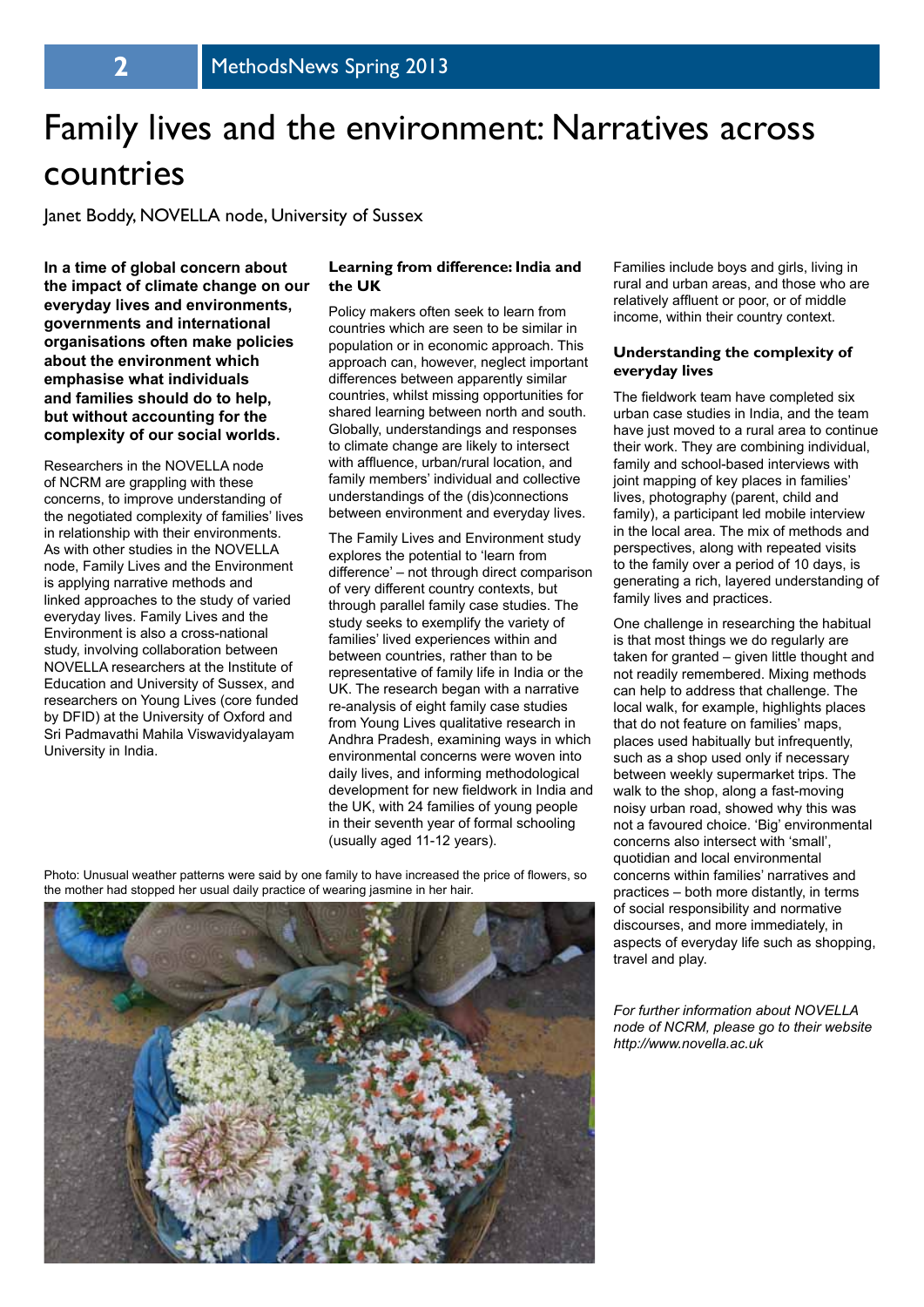# Family lives and the environment: Narratives across countries

Janet Boddy, NOVELLA node, University of Sussex

**In a time of global concern about the impact of climate change on our everyday lives and environments, governments and international organisations often make policies about the environment which emphasise what individuals and families should do to help, but without accounting for the complexity of our social worlds.**

Researchers in the NOVELLA node of NCRM are grappling with these concerns, to improve understanding of the negotiated complexity of families' lives in relationship with their environments. As with other studies in the NOVELLA node, Family Lives and the Environment is applying narrative methods and linked approaches to the study of varied everyday lives. Family Lives and the Environment is also a cross-national study, involving collaboration between NOVELLA researchers at the Institute of Education and University of Sussex, and researchers on Young Lives (core funded by DFID) at the University of Oxford and Sri Padmavathi Mahila Viswavidyalayam University in India.

### Learning from difference: India and the UK

Policy makers often seek to learn from countries which are seen to be similar in population or in economic approach. This approach can, however, neglect important differences between apparently similar countries, whilst missing opportunities for shared learning between north and south. Globally, understandings and responses to climate change are likely to intersect with affluence, urban/rural location, and family members' individual and collective understandings of the (dis)connections between environment and everyday lives.

The Family Lives and Environment study explores the potential to 'learn from difference' – not through direct comparison of very different country contexts, but through parallel family case studies. The study seeks to exemplify the variety of families' lived experiences within and between countries, rather than to be representative of family life in India or the UK. The research began with a narrative re-analysis of eight family case studies from Young Lives qualitative research in Andhra Pradesh, examining ways in which environmental concerns were woven into daily lives, and informing methodological development for new fieldwork in India and the UK, with 24 families of young people in their seventh year of formal schooling (usually aged 11-12 years).

Photo: Unusual weather patterns were said by one family to have increased the price of flowers, so the mother had stopped her usual daily practice of wearing jasmine in her hair.

Families include boys and girls, living in rural and urban areas, and those who are relatively affluent or poor, or of middle income, within their country context.

### Understanding the complexity of everyday lives

The fieldwork team have completed six urban case studies in India, and the team have just moved to a rural area to continue their work. They are combining individual, family and school-based interviews with joint mapping of key places in families' lives, photography (parent, child and family), a participant led mobile interview in the local area. The mix of methods and perspectives, along with repeated visits to the family over a period of 10 days, is generating a rich, layered understanding of family lives and practices.

One challenge in researching the habitual is that most things we do regularly are taken for granted – given little thought and not readily remembered. Mixing methods can help to address that challenge. The local walk, for example, highlights places that do not feature on families' maps, places used habitually but infrequently, such as a shop used only if necessary between weekly supermarket trips. The walk to the shop, along a fast-moving noisy urban road, showed why this was not a favoured choice. 'Big' environmental concerns also intersect with 'small', quotidian and local environmental concerns within families' narratives and practices – both more distantly, in terms of social responsibility and normative discourses, and more immediately, in aspects of everyday life such as shopping, travel and play.

*For further information about NOVELLA node of NCRM, please go to their website http://www.novella.ac.uk*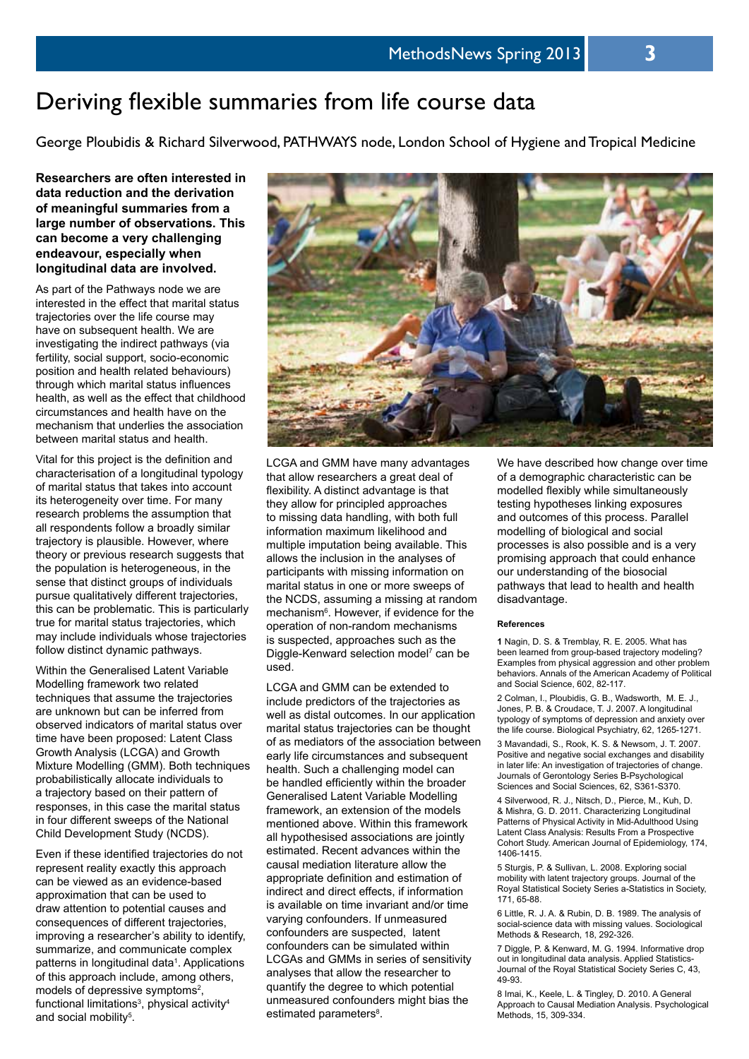# Deriving flexible summaries from life course data

George Ploubidis & Richard Silverwood, PATHWAYS node, London School of Hygiene and Tropical Medicine

**Researchers are often interested in data reduction and the derivation of meaningful summaries from a large number of observations. This can become a very challenging endeavour, especially when longitudinal data are involved.**

As part of the Pathways node we are interested in the effect that marital status trajectories over the life course may have on subsequent health. We are investigating the indirect pathways (via fertility, social support, socio-economic position and health related behaviours) through which marital status influences health, as well as the effect that childhood circumstances and health have on the mechanism that underlies the association between marital status and health.

Vital for this project is the definition and characterisation of a longitudinal typology of marital status that takes into account its heterogeneity over time. For many research problems the assumption that all respondents follow a broadly similar trajectory is plausible. However, where theory or previous research suggests that the population is heterogeneous, in the sense that distinct groups of individuals pursue qualitatively different trajectories, this can be problematic. This is particularly true for marital status trajectories, which may include individuals whose trajectories follow distinct dynamic pathways.

Within the Generalised Latent Variable Modelling framework two related techniques that assume the trajectories are unknown but can be inferred from observed indicators of marital status over time have been proposed: Latent Class Growth Analysis (LCGA) and Growth Mixture Modelling (GMM). Both techniques probabilistically allocate individuals to a trajectory based on their pattern of responses, in this case the marital status in four different sweeps of the National Child Development Study (NCDS).

Even if these identified trajectories do not represent reality exactly this approach can be viewed as an evidence-based approximation that can be used to draw attention to potential causes and consequences of different trajectories, improving a researcher's ability to identify, summarize, and communicate complex patterns in longitudinal data[1]. Applications of this approach include, among others, models of depressive symptoms[2], functional limitations[3], physical activity[4] and social mobility[5].

LCGA and GMM have many advantages that allow researchers a great deal of flexibility. A distinct advantage is that they allow for principled approaches to missing data handling, with both full information maximum likelihood and multiple imputation being available. This allows the inclusion in the analyses of participants with missing information on marital status in one or more sweeps of the NCDS, assuming a missing at random mechanism[6]. However, if evidence for the operation of non-random mechanisms is suspected, approaches such as the Diggle-Kenward selection model[7] can be used.

LCGA and GMM can be extended to include predictors of the trajectories as well as distal outcomes. In our application marital status trajectories can be thought of as mediators of the association between early life circumstances and subsequent health. Such a challenging model can be handled efficiently within the broader Generalised Latent Variable Modelling framework, an extension of the models mentioned above. Within this framework all hypothesised associations are jointly estimated. Recent advances within the causal mediation literature allow the appropriate definition and estimation of indirect and direct effects, if information is available on time invariant and/or time varying confounders. If unmeasured confounders are suspected, latent confounders can be simulated within LCGAs and GMMs in series of sensitivity analyses that allow the researcher to quantify the degree to which potential unmeasured confounders might bias the estimated parameters[8].

We have described how change over time of a demographic characteristic can be modelled flexibly while simultaneously testing hypotheses linking exposures and outcomes of this process. Parallel modelling of biological and social processes is also possible and is a very promising approach that could enhance our understanding of the biosocial pathways that lead to health and health disadvantage.

##### References

**1** Nagin, D. S. & Tremblay, R. E. 2005. What has been learned from group-based trajectory modeling? Examples from physical aggression and other problem behaviors. Annals of the American Academy of Political and Social Science, 602, 82-117.

2 Colman, I., Ploubidis, G. B., Wadsworth, M. E. J., Jones, P. B. & Croudace, T. J. 2007. A longitudinal typology of symptoms of depression and anxiety over the life course. Biological Psychiatry, 62, 1265-1271.

3 Mavandadi, S., Rook, K. S. & Newsom, J. T. 2007. Positive and negative social exchanges and disability in later life: An investigation of trajectories of change. Journals of Gerontology Series B-Psychological Sciences and Social Sciences, 62, S361-S370.

4 Silverwood, R. J., Nitsch, D., Pierce, M., Kuh, D. & Mishra, G. D. 2011. Characterizing Longitudinal Patterns of Physical Activity in Mid-Adulthood Using Latent Class Analysis: Results From a Prospective Cohort Study. American Journal of Epidemiology, 174, 1406-1415.

5 Sturgis, P. & Sullivan, L. 2008. Exploring social mobility with latent trajectory groups. Journal of the Royal Statistical Society Series a-Statistics in Society, 171, 65-88.

6 Little, R. J. A. & Rubin, D. B. 1989. The analysis of social-science data with missing values. Sociological Methods & Research, 18, 292-326.

7 Diggle, P. & Kenward, M. G. 1994. Informative drop out in longitudinal data analysis. Applied Statistics-Journal of the Royal Statistical Society Series C, 43, 49-93.

8 Imai, K., Keele, L. & Tingley, D. 2010. A General Approach to Causal Mediation Analysis. Psychological Methods, 15, 309-334.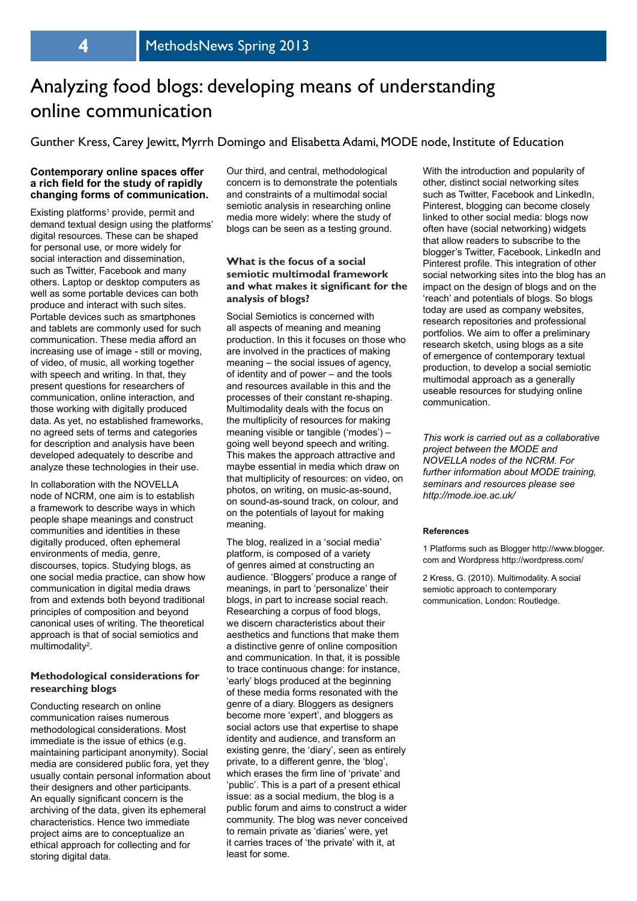# Analyzing food blogs: developing means of understanding online communication

Gunther Kress, Carey Jewitt, Myrrh Domingo and Elisabetta Adami, MODE node, Institute of Education

**Contemporary online spaces offer a rich field for the study of rapidly changing forms of communication.**

Existing platforms[1] provide, permit and demand textual design using the platforms' digital resources. These can be shaped for personal use, or more widely for social interaction and dissemination, such as Twitter, Facebook and many others. Laptop or desktop computers as well as some portable devices can both produce and interact with such sites. Portable devices such as smartphones and tablets are commonly used for such communication. These media afford an increasing use of image - still or moving, of video, of music, all working together with speech and writing. In that, they present questions for researchers of communication, online interaction, and those working with digitally produced data. As yet, no established frameworks, no agreed sets of terms and categories for description and analysis have been developed adequately to describe and analyze these technologies in their use.

In collaboration with the NOVELLA node of NCRM, one aim is to establish a framework to describe ways in which people shape meanings and construct communities and identities in these digitally produced, often ephemeral environments of media, genre, discourses, topics. Studying blogs, as one social media practice, can show how communication in digital media draws from and extends both beyond traditional principles of composition and beyond canonical uses of writing. The theoretical approach is that of social semiotics and multimodality[2].

### Methodological considerations for researching blogs

Conducting research on online communication raises numerous methodological considerations. Most immediate is the issue of ethics (e.g. maintaining participant anonymity). Social media are considered public fora, yet they usually contain personal information about their designers and other participants. An equally significant concern is the archiving of the data, given its ephemeral characteristics. Hence two immediate project aims are to conceptualize an ethical approach for collecting and for storing digital data.

Our third, and central, methodological concern is to demonstrate the potentials and constraints of a multimodal social semiotic analysis in researching online media more widely: where the study of blogs can be seen as a testing ground.

### What is the focus of a social semiotic multimodal framework and what makes it significant for the analysis of blogs?

Social Semiotics is concerned with all aspects of meaning and meaning production. In this it focuses on those who are involved in the practices of making meaning – the social issues of agency, of identity and of power – and the tools and resources available in this and the processes of their constant re-shaping. Multimodality deals with the focus on the multiplicity of resources for making meaning visible or tangible ('modes') – going well beyond speech and writing. This makes the approach attractive and maybe essential in media which draw on that multiplicity of resources: on video, on photos, on writing, on music-as-sound, on sound-as-sound track, on colour, and on the potentials of layout for making meaning.

The blog, realized in a 'social media' platform, is composed of a variety of genres aimed at constructing an audience. 'Bloggers' produce a range of meanings, in part to 'personalize' their blogs, in part to increase social reach. Researching a corpus of food blogs, we discern characteristics about their aesthetics and functions that make them a distinctive genre of online composition and communication. In that, it is possible to trace continuous change: for instance, 'early' blogs produced at the beginning of these media forms resonated with the genre of a diary. Bloggers as designers become more 'expert', and bloggers as social actors use that expertise to shape identity and audience, and transform an existing genre, the 'diary', seen as entirely private, to a different genre, the 'blog', which erases the firm line of 'private' and 'public'. This is a part of a present ethical issue: as a social medium, the blog is a public forum and aims to construct a wider community. The blog was never conceived to remain private as 'diaries' were, yet it carries traces of 'the private' with it, at least for some.

With the introduction and popularity of other, distinct social networking sites such as Twitter, Facebook and LinkedIn, Pinterest, blogging can become closely linked to other social media: blogs now often have (social networking) widgets that allow readers to subscribe to the blogger's Twitter, Facebook, LinkedIn and Pinterest profile. This integration of other social networking sites into the blog has an impact on the design of blogs and on the 'reach' and potentials of blogs. So blogs today are used as company websites, research repositories and professional portfolios. We aim to offer a preliminary research sketch, using blogs as a site of emergence of contemporary textual production, to develop a social semiotic multimodal approach as a generally useable resources for studying online communication.

*This work is carried out as a collaborative project between the MODE and NOVELLA nodes of the NCRM. For further information about MODE training, seminars and resources please see http://mode.ioe.ac.uk/*

#### References

1 Platforms such as Blogger http://www.blogger.com and Wordpress http://wordpress.com/

2 Kress, G. (2010). Multimodality. A social semiotic approach to contemporary communication, London: Routledge.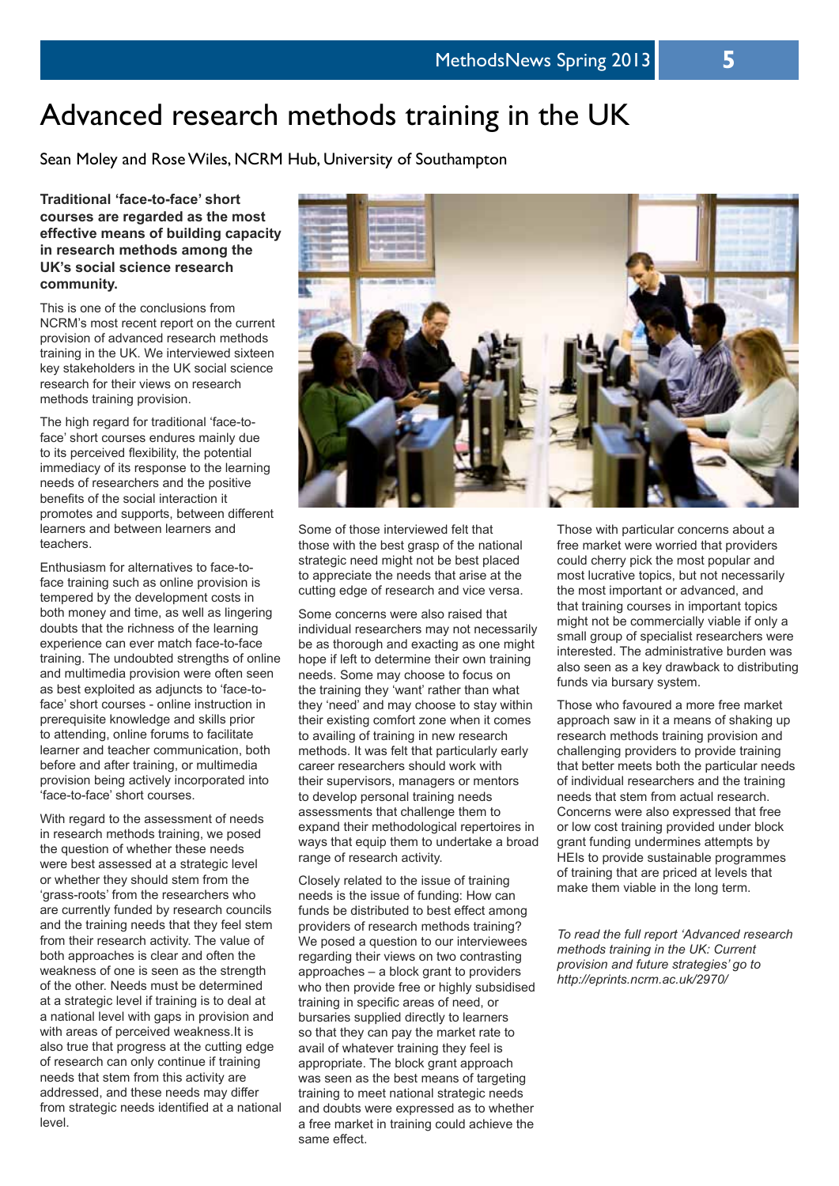# Advanced research methods training in the UK

Sean Moley and Rose Wiles, NCRM Hub, University of Southampton

**Traditional 'face-to-face' short courses are regarded as the most effective means of building capacity in research methods among the UK's social science research community.**

This is one of the conclusions from NCRM's most recent report on the current provision of advanced research methods training in the UK. We interviewed sixteen key stakeholders in the UK social science research for their views on research methods training provision.

The high regard for traditional 'face-to-face' short courses endures mainly due to its perceived flexibility, the potential immediacy of its response to the learning needs of researchers and the positive benefits of the social interaction it promotes and supports, between different learners and between learners and teachers.

Enthusiasm for alternatives to face-to-face training such as online provision is tempered by the development costs in both money and time, as well as lingering doubts that the richness of the learning experience can ever match face-to-face training. The undoubted strengths of online and multimedia provision were often seen as best exploited as adjuncts to 'face-to-face' short courses - online instruction in prerequisite knowledge and skills prior to attending, online forums to facilitate learner and teacher communication, both before and after training, or multimedia provision being actively incorporated into 'face-to-face' short courses.

With regard to the assessment of needs in research methods training, we posed the question of whether these needs were best assessed at a strategic level or whether they should stem from the 'grass-roots' from the researchers who are currently funded by research councils and the training needs that they feel stem from their research activity. The value of both approaches is clear and often the weakness of one is seen as the strength of the other. Needs must be determined at a strategic level if training is to deal at a national level with gaps in provision and with areas of perceived weakness.It is also true that progress at the cutting edge of research can only continue if training needs that stem from this activity are addressed, and these needs may differ from strategic needs identified at a national level.

Some of those interviewed felt that those with the best grasp of the national strategic need might not be best placed to appreciate the needs that arise at the cutting edge of research and vice versa.

Some concerns were also raised that individual researchers may not necessarily be as thorough and exacting as one might hope if left to determine their own training needs. Some may choose to focus on the training they 'want' rather than what they 'need' and may choose to stay within their existing comfort zone when it comes to availing of training in new research methods. It was felt that particularly early career researchers should work with their supervisors, managers or mentors to develop personal training needs assessments that challenge them to expand their methodological repertoires in ways that equip them to undertake a broad range of research activity.

Closely related to the issue of training needs is the issue of funding: How can funds be distributed to best effect among providers of research methods training? We posed a question to our interviewees regarding their views on two contrasting approaches – a block grant to providers who then provide free or highly subsidised training in specific areas of need, or bursaries supplied directly to learners so that they can pay the market rate to avail of whatever training they feel is appropriate. The block grant approach was seen as the best means of targeting training to meet national strategic needs and doubts were expressed as to whether a free market in training could achieve the same effect.

Those with particular concerns about a free market were worried that providers could cherry pick the most popular and most lucrative topics, but not necessarily the most important or advanced, and that training courses in important topics might not be commercially viable if only a small group of specialist researchers were interested. The administrative burden was also seen as a key drawback to distributing funds via bursary system.

Those who favoured a more free market approach saw in it a means of shaking up research methods training provision and challenging providers to provide training that better meets both the particular needs of individual researchers and the training needs that stem from actual research. Concerns were also expressed that free or low cost training provided under block grant funding undermines attempts by HEIs to provide sustainable programmes of training that are priced at levels that make them viable in the long term.

*To read the full report 'Advanced research methods training in the UK: Current provision and future strategies' go to http://eprints.ncrm.ac.uk/2970/*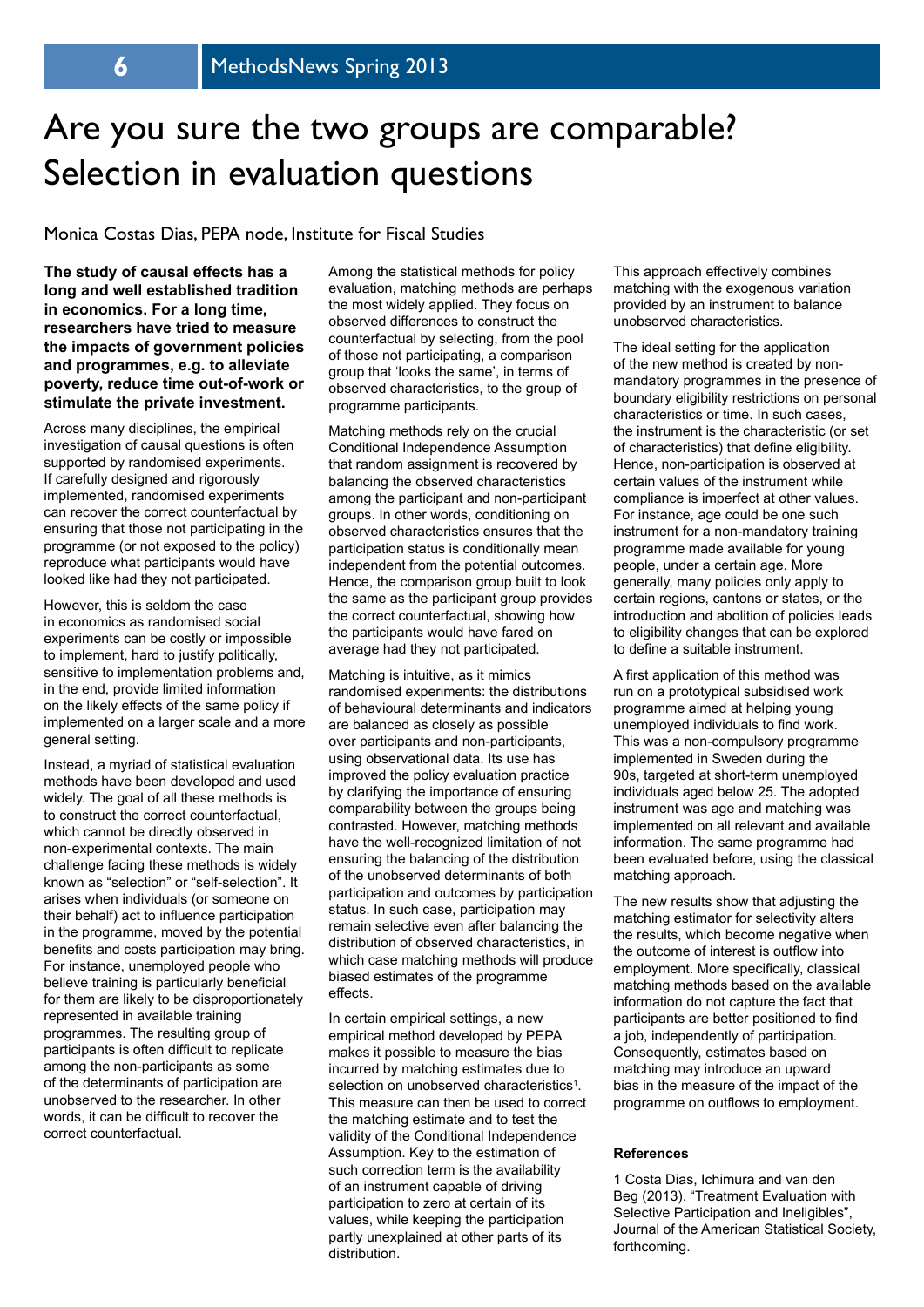# Are you sure the two groups are comparable? Selection in evaluation questions

Monica Costas Dias, PEPA node, Institute for Fiscal Studies

**The study of causal effects has a long and well established tradition in economics. For a long time, researchers have tried to measure the impacts of government policies and programmes, e.g. to alleviate poverty, reduce time out-of-work or stimulate the private investment.**

Across many disciplines, the empirical investigation of causal questions is often supported by randomised experiments. If carefully designed and rigorously implemented, randomised experiments can recover the correct counterfactual by ensuring that those not participating in the programme (or not exposed to the policy) reproduce what participants would have looked like had they not participated.

However, this is seldom the case in economics as randomised social experiments can be costly or impossible to implement, hard to justify politically, sensitive to implementation problems and, in the end, provide limited information on the likely effects of the same policy if implemented on a larger scale and a more general setting.

Instead, a myriad of statistical evaluation methods have been developed and used widely. The goal of all these methods is to construct the correct counterfactual, which cannot be directly observed in non-experimental contexts. The main challenge facing these methods is widely known as "selection" or "self-selection". It arises when individuals (or someone on their behalf) act to influence participation in the programme, moved by the potential benefits and costs participation may bring. For instance, unemployed people who believe training is particularly beneficial for them are likely to be disproportionately represented in available training programmes. The resulting group of participants is often difficult to replicate among the non-participants as some of the determinants of participation are unobserved to the researcher. In other words, it can be difficult to recover the correct counterfactual.

Among the statistical methods for policy evaluation, matching methods are perhaps the most widely applied. They focus on observed differences to construct the counterfactual by selecting, from the pool of those not participating, a comparison group that 'looks the same', in terms of observed characteristics, to the group of programme participants.

Matching methods rely on the crucial Conditional Independence Assumption that random assignment is recovered by balancing the observed characteristics among the participant and non-participant groups. In other words, conditioning on observed characteristics ensures that the participation status is conditionally mean independent from the potential outcomes. Hence, the comparison group built to look the same as the participant group provides the correct counterfactual, showing how the participants would have fared on average had they not participated.

Matching is intuitive, as it mimics randomised experiments: the distributions of behavioural determinants and indicators are balanced as closely as possible over participants and non-participants, using observational data. Its use has improved the policy evaluation practice by clarifying the importance of ensuring comparability between the groups being contrasted. However, matching methods have the well-recognized limitation of not ensuring the balancing of the distribution of the unobserved determinants of both participation and outcomes by participation status. In such case, participation may remain selective even after balancing the distribution of observed characteristics, in which case matching methods will produce biased estimates of the programme effects.

In certain empirical settings, a new empirical method developed by PEPA makes it possible to measure the bias incurred by matching estimates due to selection on unobserved characteristics[1]. This measure can then be used to correct the matching estimate and to test the validity of the Conditional Independence Assumption. Key to the estimation of such correction term is the availability of an instrument capable of driving participation to zero at certain of its values, while keeping the participation partly unexplained at other parts of its distribution.

This approach effectively combines matching with the exogenous variation provided by an instrument to balance unobserved characteristics.

The ideal setting for the application of the new method is created by non-mandatory programmes in the presence of boundary eligibility restrictions on personal characteristics or time. In such cases, the instrument is the characteristic (or set of characteristics) that define eligibility. Hence, non-participation is observed at certain values of the instrument while compliance is imperfect at other values. For instance, age could be one such instrument for a non-mandatory training programme made available for young people, under a certain age. More generally, many policies only apply to certain regions, cantons or states, or the introduction and abolition of policies leads to eligibility changes that can be explored to define a suitable instrument.

A first application of this method was run on a prototypical subsidised work programme aimed at helping young unemployed individuals to find work. This was a non-compulsory programme implemented in Sweden during the 90s, targeted at short-term unemployed individuals aged below 25. The adopted instrument was age and matching was implemented on all relevant and available information. The same programme had been evaluated before, using the classical matching approach.

The new results show that adjusting the matching estimator for selectivity alters the results, which become negative when the outcome of interest is outflow into employment. More specifically, classical matching methods based on the available information do not capture the fact that participants are better positioned to find a job, independently of participation. Consequently, estimates based on matching may introduce an upward bias in the measure of the impact of the programme on outflows to employment.

#### References

1 Costa Dias, Ichimura and van den Beg (2013). "Treatment Evaluation with Selective Participation and Ineligibles", Journal of the American Statistical Society, forthcoming.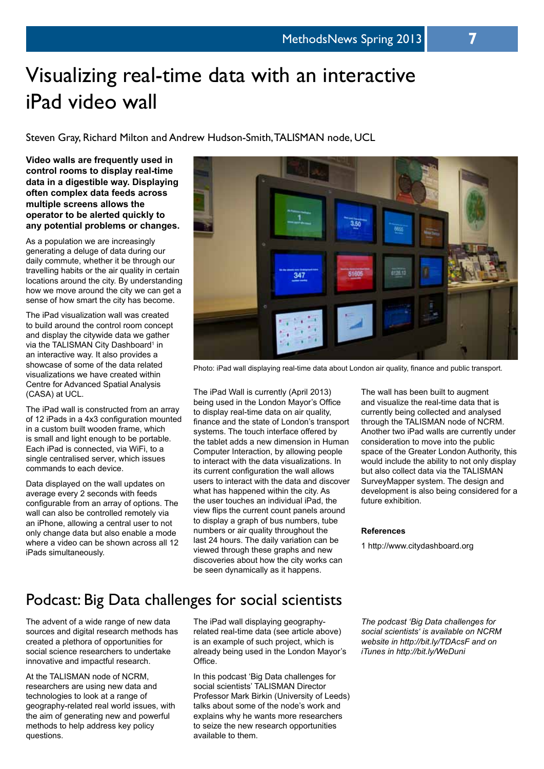# Visualizing real-time data with an interactive iPad video wall

Steven Gray, Richard Milton and Andrew Hudson-Smith, TALISMAN node, UCL

**Video walls are frequently used in control rooms to display real-time data in a digestible way. Displaying often complex data feeds across multiple screens allows the operator to be alerted quickly to any potential problems or changes.**

As a population we are increasingly generating a deluge of data during our daily commute, whether it be through our travelling habits or the air quality in certain locations around the city. By understanding how we move around the city we can get a sense of how smart the city has become.

The iPad visualization wall was created to build around the control room concept and display the citywide data we gather via the TALISMAN City Dashboard[1] in an interactive way. It also provides a showcase of some of the data related visualizations we have created within Centre for Advanced Spatial Analysis (CASA) at UCL.

The iPad wall is constructed from an array of 12 iPads in a 4x3 configuration mounted in a custom built wooden frame, which is small and light enough to be portable. Each iPad is connected, via WiFi, to a single centralised server, which issues commands to each device.

Data displayed on the wall updates on average every 2 seconds with feeds configurable from an array of options. The wall can also be controlled remotely via an iPhone, allowing a central user to not only change data but also enable a mode where a video can be shown across all 12 iPads simultaneously.

Photo: iPad wall displaying real-time data about London air quality, finance and public transport.

The iPad Wall is currently (April 2013) being used in the London Mayor's Office to display real-time data on air quality, finance and the state of London's transport systems. The touch interface offered by the tablet adds a new dimension in Human Computer Interaction, by allowing people to interact with the data visualizations. In its current configuration the wall allows users to interact with the data and discover what has happened within the city. As the user touches an individual iPad, the view flips the current count panels around to display a graph of bus numbers, tube numbers or air quality throughout the last 24 hours. The daily variation can be viewed through these graphs and new discoveries about how the city works can be seen dynamically as it happens.

The wall has been built to augment and visualize the real-time data that is currently being collected and analysed through the TALISMAN node of NCRM. Another two iPad walls are currently under consideration to move into the public space of the Greater London Authority, this would include the ability to not only display but also collect data via the TALISMAN SurveyMapper system. The design and development is also being considered for a future exhibition.

#### References

1 http://www.citydashboard.org

# Podcast: Big Data challenges for social scientists

The advent of a wide range of new data sources and digital research methods has created a plethora of opportunities for social science researchers to undertake innovative and impactful research.

At the TALISMAN node of NCRM, researchers are using new data and technologies to look at a range of geography-related real world issues, with the aim of generating new and powerful methods to help address key policy questions.

The iPad wall displaying geography-related real-time data (see article above) is an example of such project, which is already being used in the London Mayor's Office.

In this podcast 'Big Data challenges for social scientists' TALISMAN Director Professor Mark Birkin (University of Leeds) talks about some of the node's work and explains why he wants more researchers to seize the new research opportunities available to them.

*The podcast 'Big Data challenges for social scientists' is available on NCRM website in http://bit.ly/TDAcsF and on iTunes in http://bit.ly/WeDuni*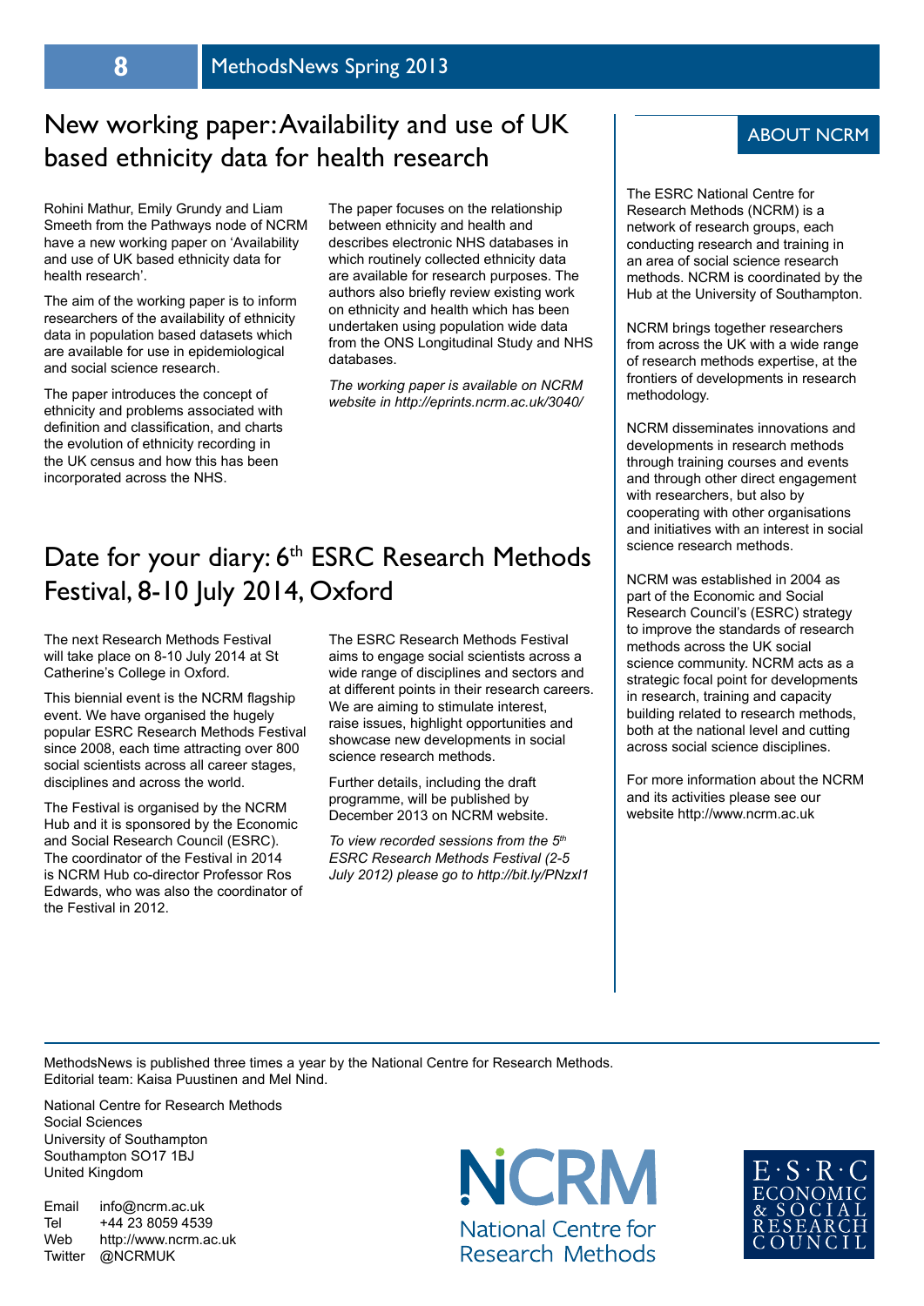# New working paper: Availability and use of UK based ethnicity data for health research

Rohini Mathur, Emily Grundy and Liam Smeeth from the Pathways node of NCRM have a new working paper on 'Availability and use of UK based ethnicity data for health research'.

The aim of the working paper is to inform researchers of the availability of ethnicity data in population based datasets which are available for use in epidemiological and social science research.

The paper introduces the concept of ethnicity and problems associated with definition and classification, and charts the evolution of ethnicity recording in the UK census and how this has been incorporated across the NHS.

The paper focuses on the relationship between ethnicity and health and describes electronic NHS databases in which routinely collected ethnicity data are available for research purposes. The authors also briefly review existing work on ethnicity and health which has been undertaken using population wide data from the ONS Longitudinal Study and NHS databases.

*The working paper is available on NCRM website in http://eprints.ncrm.ac.uk/3040/*

# Date for your diary: 6th ESRC Research Methods Festival, 8-10 July 2014, Oxford

The next Research Methods Festival will take place on 8-10 July 2014 at St Catherine's College in Oxford.

This biennial event is the NCRM flagship event. We have organised the hugely popular ESRC Research Methods Festival since 2008, each time attracting over 800 social scientists across all career stages, disciplines and across the world.

The Festival is organised by the NCRM Hub and it is sponsored by the Economic and Social Research Council (ESRC). The coordinator of the Festival in 2014 is NCRM Hub co-director Professor Ros Edwards, who was also the coordinator of the Festival in 2012.

The ESRC Research Methods Festival aims to engage social scientists across a wide range of disciplines and sectors and at different points in their research careers. We are aiming to stimulate interest, raise issues, highlight opportunities and showcase new developments in social science research methods.

Further details, including the draft programme, will be published by December 2013 on NCRM website.

*To view recorded sessions from the 5th ESRC Research Methods Festival (2-5 July 2012) please go to http://bit.ly/PNzxl1*

## ABOUT NCRM

The ESRC National Centre for Research Methods (NCRM) is a network of research groups, each conducting research and training in an area of social science research methods. NCRM is coordinated by the Hub at the University of Southampton.

NCRM brings together researchers from across the UK with a wide range of research methods expertise, at the frontiers of developments in research methodology.

NCRM disseminates innovations and developments in research methods through training courses and events and through other direct engagement with researchers, but also by cooperating with other organisations and initiatives with an interest in social science research methods.

NCRM was established in 2004 as part of the Economic and Social Research Council's (ESRC) strategy to improve the standards of research methods across the UK social science community. NCRM acts as a strategic focal point for developments in research, training and capacity building related to research methods, both at the national level and cutting across social science disciplines.

For more information about the NCRM and its activities please see our website http://www.ncrm.ac.uk

---

MethodsNews is published three times a year by the National Centre for Research Methods.
Editorial team: Kaisa Puustinen and Mel Nind.

National Centre for Research Methods
Social Sciences
University of Southampton
Southampton SO17 1BJ
United Kingdom

Email info@ncrm.ac.uk
Tel +44 23 8059 4539
Web http://www.ncrm.ac.uk
Twitter @NCRMUK

NCRM
National Centre for Research Methods

E·S·R·C
ECONOMIC & SOCIAL RESEARCH COUNCIL